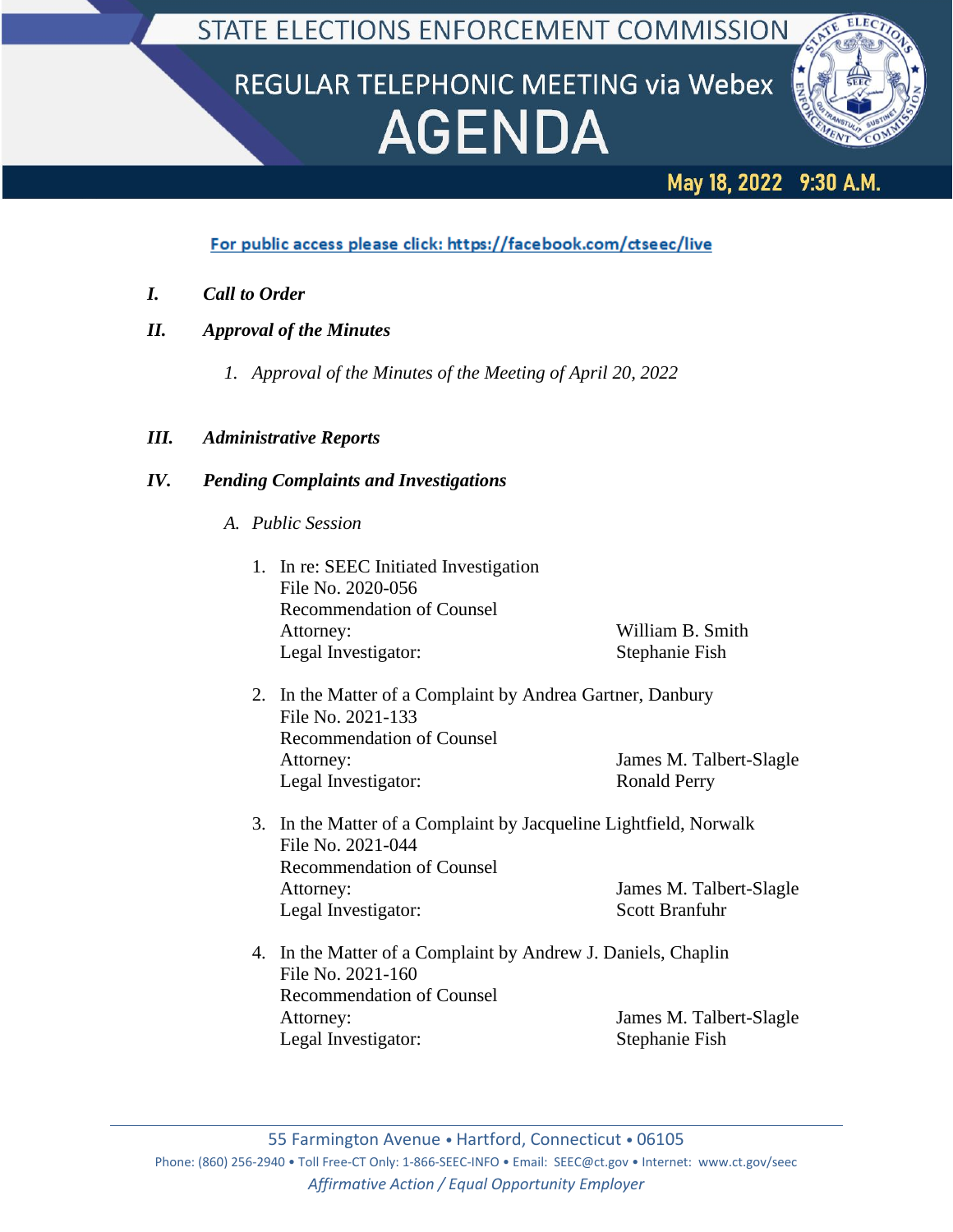# STATE ELECTIONS ENFORCEMENT COMMISSION

## REGULAR TELEPHONIC MEETING via Webex

# AGENDA

**May 18, 2022 9:30 A.M.**

For public access please click: https://facebook.com/ctseec/live

***I. Call to Order***

***II. Approval of the Minutes***

1. *Approval of the Minutes of the Meeting of April 20, 2022*

***III. Administrative Reports***

***IV. Pending Complaints and Investigations***

A. *Public Session*

1. In re: SEEC Initiated Investigation
   File No. 2020-056
   Recommendation of Counsel
   Attorney: William B. Smith
   Legal Investigator: Stephanie Fish

2. In the Matter of a Complaint by Andrea Gartner, Danbury
   File No. 2021-133
   Recommendation of Counsel
   Attorney: James M. Talbert-Slagle
   Legal Investigator: Ronald Perry

3. In the Matter of a Complaint by Jacqueline Lightfield, Norwalk
   File No. 2021-044
   Recommendation of Counsel
   Attorney: James M. Talbert-Slagle
   Legal Investigator: Scott Branfuhr

4. In the Matter of a Complaint by Andrew J. Daniels, Chaplin
   File No. 2021-160
   Recommendation of Counsel
   Attorney: James M. Talbert-Slagle
   Legal Investigator: Stephanie Fish

55 Farmington Avenue • Hartford, Connecticut • 06105
Phone: (860) 256-2940 • Toll Free-CT Only: 1-866-SEEC-INFO • Email: SEEC@ct.gov • Internet: www.ct.gov/seec
*Affirmative Action / Equal Opportunity Employer*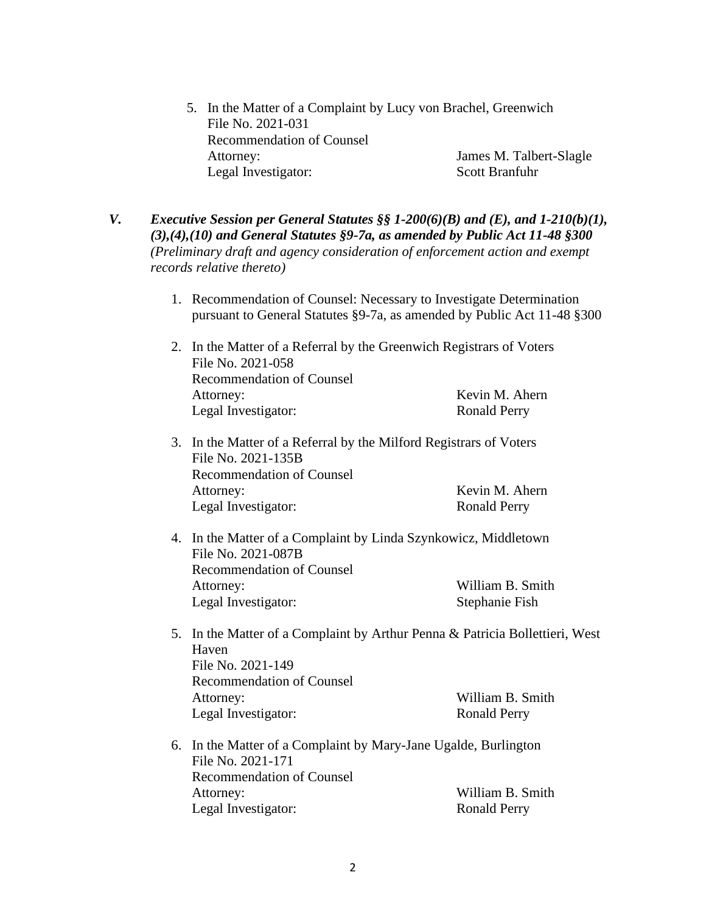5. In the Matter of a Complaint by Lucy von Brachel, Greenwich
   File No. 2021-031
   Recommendation of Counsel
   Attorney: James M. Talbert-Slagle
   Legal Investigator: Scott Branfuhr

## *V. Executive Session per General Statutes §§ 1-200(6)(B) and (E), and 1-210(b)(1), (3),(4),(10) and General Statutes §9-7a, as amended by Public Act 11-48 §300*

*(Preliminary draft and agency consideration of enforcement action and exempt records relative thereto)*

1. Recommendation of Counsel: Necessary to Investigate Determination pursuant to General Statutes §9-7a, as amended by Public Act 11-48 §300

2. In the Matter of a Referral by the Greenwich Registrars of Voters
   File No. 2021-058
   Recommendation of Counsel
   Attorney: Kevin M. Ahern
   Legal Investigator: Ronald Perry

3. In the Matter of a Referral by the Milford Registrars of Voters
   File No. 2021-135B
   Recommendation of Counsel
   Attorney: Kevin M. Ahern
   Legal Investigator: Ronald Perry

4. In the Matter of a Complaint by Linda Szynkowicz, Middletown
   File No. 2021-087B
   Recommendation of Counsel
   Attorney: William B. Smith
   Legal Investigator: Stephanie Fish

5. In the Matter of a Complaint by Arthur Penna & Patricia Bollettieri, West Haven
   File No. 2021-149
   Recommendation of Counsel
   Attorney: William B. Smith
   Legal Investigator: Ronald Perry

6. In the Matter of a Complaint by Mary-Jane Ugalde, Burlington
   File No. 2021-171
   Recommendation of Counsel
   Attorney: William B. Smith
   Legal Investigator: Ronald Perry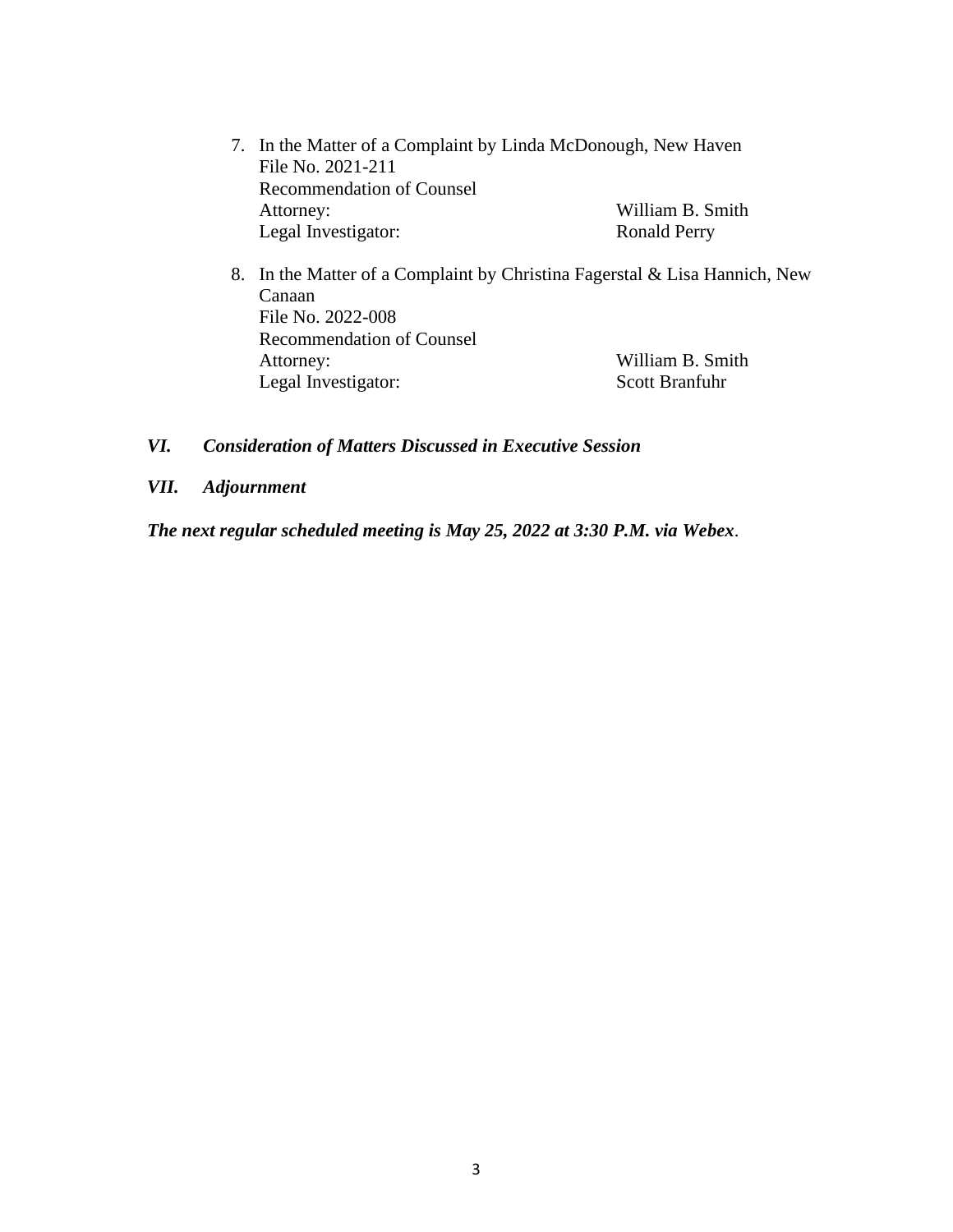7. In the Matter of a Complaint by Linda McDonough, New Haven
   File No. 2021-211
   Recommendation of Counsel
   Attorney: William B. Smith
   Legal Investigator: Ronald Perry

8. In the Matter of a Complaint by Christina Fagerstal & Lisa Hannich, New Canaan
   File No. 2022-008
   Recommendation of Counsel
   Attorney: William B. Smith
   Legal Investigator: Scott Branfuhr

***VI. Consideration of Matters Discussed in Executive Session***

***VII. Adjournment***

***The next regular scheduled meeting is May 25, 2022 at 3:30 P.M. via Webex***.